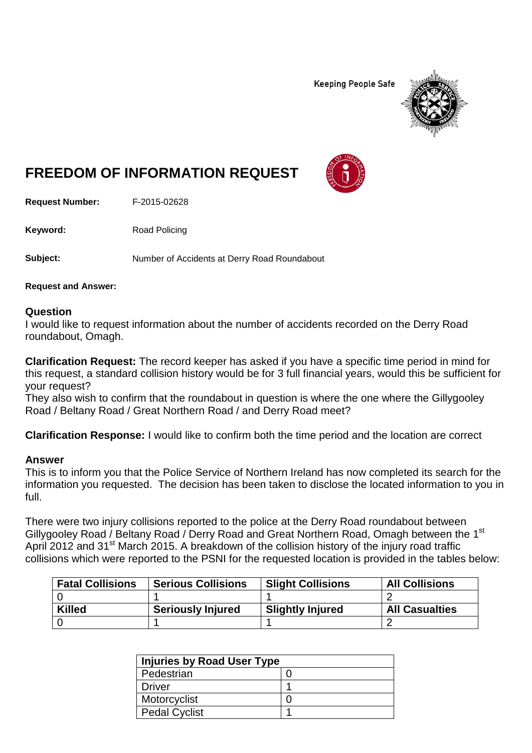Keeping People Safe

# FREEDOM OF INFORMATION REQUEST

**Request Number:** F-2015-02628

**Keyword:** Road Policing

**Subject:** Number of Accidents at Derry Road Roundabout

**Request and Answer:**

## Question

I would like to request information about the number of accidents recorded on the Derry Road roundabout, Omagh.

**Clarification Request:** The record keeper has asked if you have a specific time period in mind for this request, a standard collision history would be for 3 full financial years, would this be sufficient for your request?
They also wish to confirm that the roundabout in question is where the one where the Gillygooley Road / Beltany Road / Great Northern Road / and Derry Road meet?

**Clarification Response:** I would like to confirm both the time period and the location are correct

## Answer

This is to inform you that the Police Service of Northern Ireland has now completed its search for the information you requested. The decision has been taken to disclose the located information to you in full.

There were two injury collisions reported to the police at the Derry Road roundabout between Gillygooley Road / Beltany Road / Derry Road and Great Northern Road, Omagh between the 1st April 2012 and 31st March 2015. A breakdown of the collision history of the injury road traffic collisions which were reported to the PSNI for the requested location is provided in the tables below:

| Fatal Collisions | Serious Collisions | Slight Collisions | All Collisions |
|---|---|---|---|
| 0 | 1 | 1 | 2 |
| **Killed** | **Seriously Injured** | **Slightly Injured** | **All Casualties** |
| 0 | 1 | 1 | 2 |

| Injuries by Road User Type | |
|---|---|
| Pedestrian | 0 |
| Driver | 1 |
| Motorcyclist | 0 |
| Pedal Cyclist | 1 |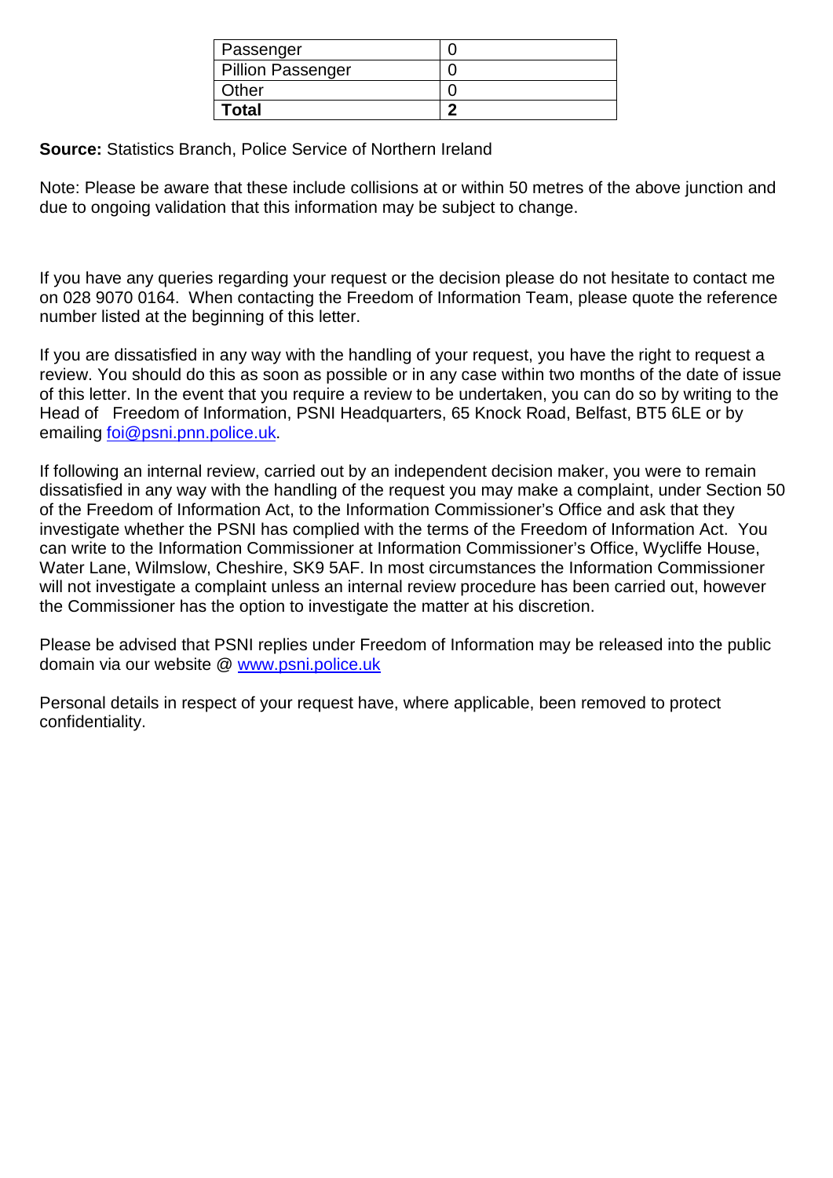| | |
|---|---|
| Passenger | 0 |
| Pillion Passenger | 0 |
| Other | 0 |
| **Total** | **2** |

**Source:** Statistics Branch, Police Service of Northern Ireland

Note: Please be aware that these include collisions at or within 50 metres of the above junction and due to ongoing validation that this information may be subject to change.

If you have any queries regarding your request or the decision please do not hesitate to contact me on 028 9070 0164. When contacting the Freedom of Information Team, please quote the reference number listed at the beginning of this letter.

If you are dissatisfied in any way with the handling of your request, you have the right to request a review. You should do this as soon as possible or in any case within two months of the date of issue of this letter. In the event that you require a review to be undertaken, you can do so by writing to the Head of Freedom of Information, PSNI Headquarters, 65 Knock Road, Belfast, BT5 6LE or by emailing foi@psni.pnn.police.uk.

If following an internal review, carried out by an independent decision maker, you were to remain dissatisfied in any way with the handling of the request you may make a complaint, under Section 50 of the Freedom of Information Act, to the Information Commissioner's Office and ask that they investigate whether the PSNI has complied with the terms of the Freedom of Information Act. You can write to the Information Commissioner at Information Commissioner's Office, Wycliffe House, Water Lane, Wilmslow, Cheshire, SK9 5AF. In most circumstances the Information Commissioner will not investigate a complaint unless an internal review procedure has been carried out, however the Commissioner has the option to investigate the matter at his discretion.

Please be advised that PSNI replies under Freedom of Information may be released into the public domain via our website @ www.psni.police.uk

Personal details in respect of your request have, where applicable, been removed to protect confidentiality.